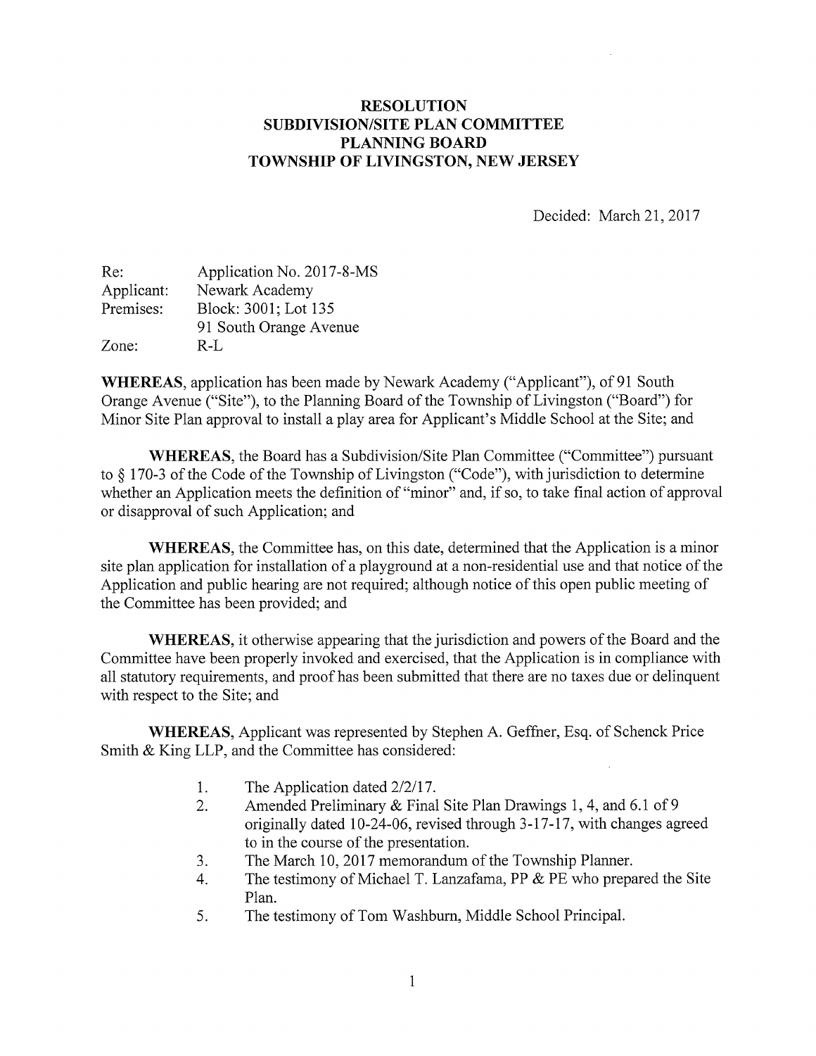# RESOLUTION
## SUBDIVISION/SITE PLAN COMMITTEE
## PLANNING BOARD
## TOWNSHIP OF LIVINGSTON, NEW JERSEY

Decided: March 21, 2017

| | |
|---|---|
| Re: | Application No. 2017-8-MS |
| Applicant: | Newark Academy |
| Premises: | Block: 3001; Lot 135<br>91 South Orange Avenue |
| Zone: | R-L |

**WHEREAS**, application has been made by Newark Academy ("Applicant"), of 91 South Orange Avenue ("Site"), to the Planning Board of the Township of Livingston ("Board") for Minor Site Plan approval to install a play area for Applicant's Middle School at the Site; and

**WHEREAS**, the Board has a Subdivision/Site Plan Committee ("Committee") pursuant to § 170-3 of the Code of the Township of Livingston ("Code"), with jurisdiction to determine whether an Application meets the definition of "minor" and, if so, to take final action of approval or disapproval of such Application; and

**WHEREAS**, the Committee has, on this date, determined that the Application is a minor site plan application for installation of a playground at a non-residential use and that notice of the Application and public hearing are not required; although notice of this open public meeting of the Committee has been provided; and

**WHEREAS**, it otherwise appearing that the jurisdiction and powers of the Board and the Committee have been properly invoked and exercised, that the Application is in compliance with all statutory requirements, and proof has been submitted that there are no taxes due or delinquent with respect to the Site; and

**WHEREAS**, Applicant was represented by Stephen A. Geffner, Esq. of Schenck Price Smith & King LLP, and the Committee has considered:

1. The Application dated 2/2/17.
2. Amended Preliminary & Final Site Plan Drawings 1, 4, and 6.1 of 9 originally dated 10-24-06, revised through 3-17-17, with changes agreed to in the course of the presentation.
3. The March 10, 2017 memorandum of the Township Planner.
4. The testimony of Michael T. Lanzafama, PP & PE who prepared the Site Plan.
5. The testimony of Tom Washburn, Middle School Principal.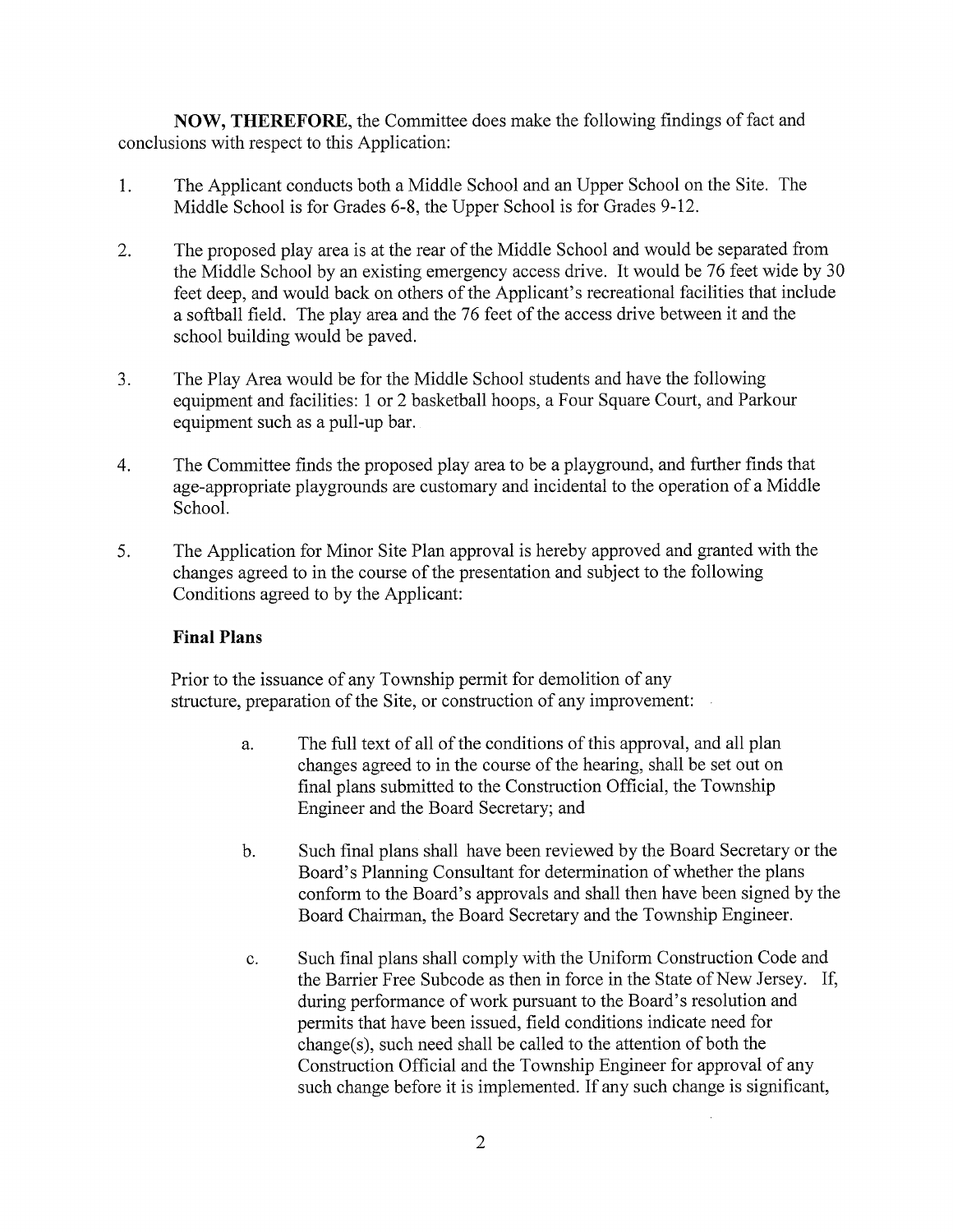**NOW, THEREFORE,** the Committee does make the following findings of fact and conclusions with respect to this Application:

1. The Applicant conducts both a Middle School and an Upper School on the Site. The Middle School is for Grades 6-8, the Upper School is for Grades 9-12.

2. The proposed play area is at the rear of the Middle School and would be separated from the Middle School by an existing emergency access drive. It would be 76 feet wide by 30 feet deep, and would back on others of the Applicant's recreational facilities that include a softball field. The play area and the 76 feet of the access drive between it and the school building would be paved.

3. The Play Area would be for the Middle School students and have the following equipment and facilities: 1 or 2 basketball hoops, a Four Square Court, and Parkour equipment such as a pull-up bar.

4. The Committee finds the proposed play area to be a playground, and further finds that age-appropriate playgrounds are customary and incidental to the operation of a Middle School.

5. The Application for Minor Site Plan approval is hereby approved and granted with the changes agreed to in the course of the presentation and subject to the following Conditions agreed to by the Applicant:

   **Final Plans**

   Prior to the issuance of any Township permit for demolition of any structure, preparation of the Site, or construction of any improvement:

   a. The full text of all of the conditions of this approval, and all plan changes agreed to in the course of the hearing, shall be set out on final plans submitted to the Construction Official, the Township Engineer and the Board Secretary; and

   b. Such final plans shall have been reviewed by the Board Secretary or the Board's Planning Consultant for determination of whether the plans conform to the Board's approvals and shall then have been signed by the Board Chairman, the Board Secretary and the Township Engineer.

   c. Such final plans shall comply with the Uniform Construction Code and the Barrier Free Subcode as then in force in the State of New Jersey. If, during performance of work pursuant to the Board's resolution and permits that have been issued, field conditions indicate need for change(s), such need shall be called to the attention of both the Construction Official and the Township Engineer for approval of any such change before it is implemented. If any such change is significant,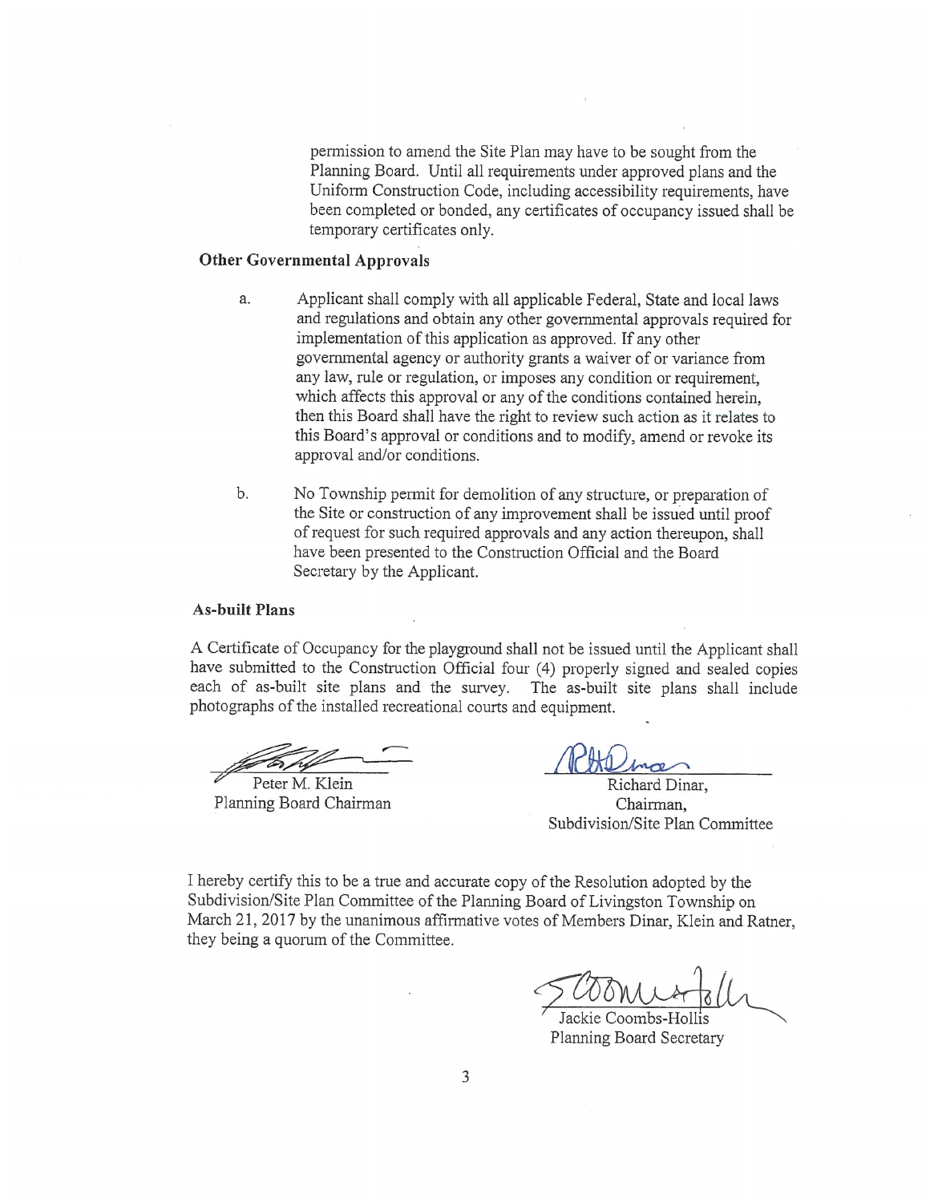permission to amend the Site Plan may have to be sought from the Planning Board. Until all requirements under approved plans and the Uniform Construction Code, including accessibility requirements, have been completed or bonded, any certificates of occupancy issued shall be temporary certificates only.

**Other Governmental Approvals**

a. Applicant shall comply with all applicable Federal, State and local laws and regulations and obtain any other governmental approvals required for implementation of this application as approved. If any other governmental agency or authority grants a waiver of or variance from any law, rule or regulation, or imposes any condition or requirement, which affects this approval or any of the conditions contained herein, then this Board shall have the right to review such action as it relates to this Board's approval or conditions and to modify, amend or revoke its approval and/or conditions.

b. No Township permit for demolition of any structure, or preparation of the Site or construction of any improvement shall be issued until proof of request for such required approvals and any action thereupon, shall have been presented to the Construction Official and the Board Secretary by the Applicant.

**As-built Plans**

A Certificate of Occupancy for the playground shall not be issued until the Applicant shall have submitted to the Construction Official four (4) properly signed and sealed copies each of as-built site plans and the survey. The as-built site plans shall include photographs of the installed recreational courts and equipment.

Peter M. Klein
Planning Board Chairman

Richard Dinar,
Chairman,
Subdivision/Site Plan Committee

I hereby certify this to be a true and accurate copy of the Resolution adopted by the Subdivision/Site Plan Committee of the Planning Board of Livingston Township on March 21, 2017 by the unanimous affirmative votes of Members Dinar, Klein and Ratner, they being a quorum of the Committee.

Jackie Coombs-Hollis
Planning Board Secretary